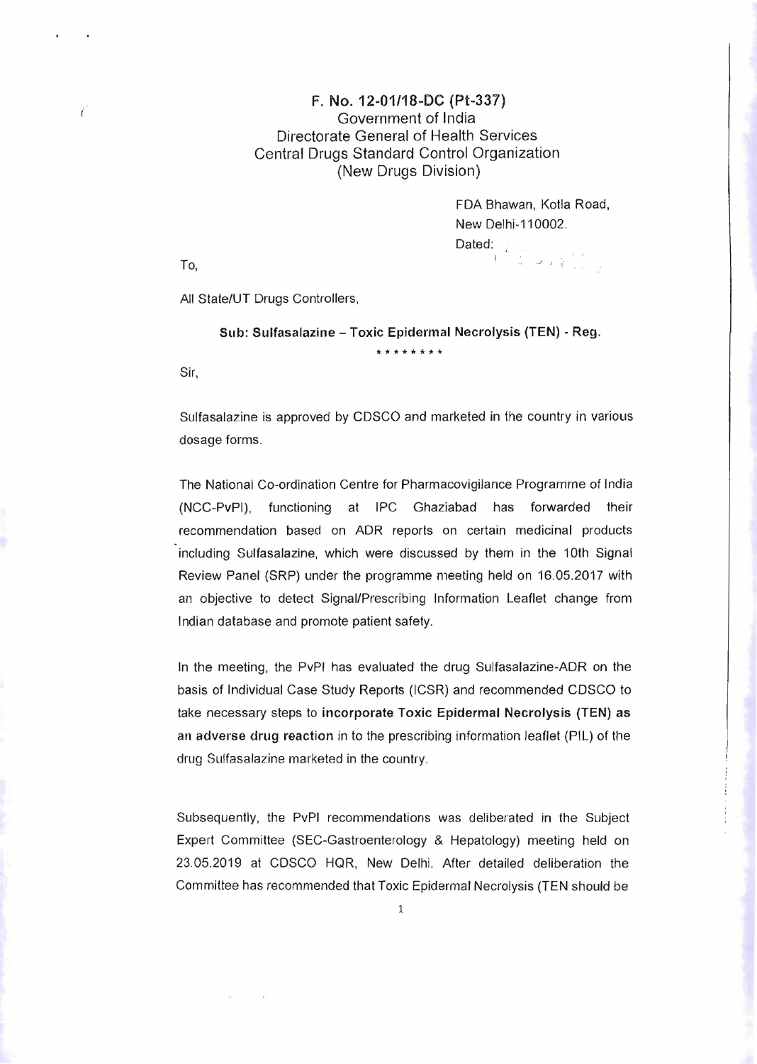**F. No. 12-01/18-DC (Pt-337)**
Government of India
Directorate General of Health Services
Central Drugs Standard Control Organization
(New Drugs Division)

FDA Bhawan, Kotla Road,
New Delhi-110002.
Dated:

To,

All State/UT Drugs Controllers,

**Sub: Sulfasalazine – Toxic Epidermal Necrolysis (TEN) - Reg.**

\*\*\*\*\*\*\*\*

Sir,

Sulfasalazine is approved by CDSCO and marketed in the country in various dosage forms.

The National Co-ordination Centre for Pharmacovigilance Programme of India (NCC-PvPI), functioning at IPC Ghaziabad has forwarded their recommendation based on ADR reports on certain medicinal products including Sulfasalazine, which were discussed by them in the 10th Signal Review Panel (SRP) under the programme meeting held on 16.05.2017 with an objective to detect Signal/Prescribing Information Leaflet change from Indian database and promote patient safety.

In the meeting, the PvPI has evaluated the drug Sulfasalazine-ADR on the basis of Individual Case Study Reports (ICSR) and recommended CDSCO to take necessary steps to **incorporate Toxic Epidermal Necrolysis (TEN) as an adverse drug reaction** in to the prescribing information leaflet (PIL) of the drug Sulfasalazine marketed in the country.

Subsequently, the PvPI recommendations was deliberated in the Subject Expert Committee (SEC-Gastroenterology & Hepatology) meeting held on 23.05.2019 at CDSCO HQR, New Delhi. After detailed deliberation the Committee has recommended that Toxic Epidermal Necrolysis (TEN should be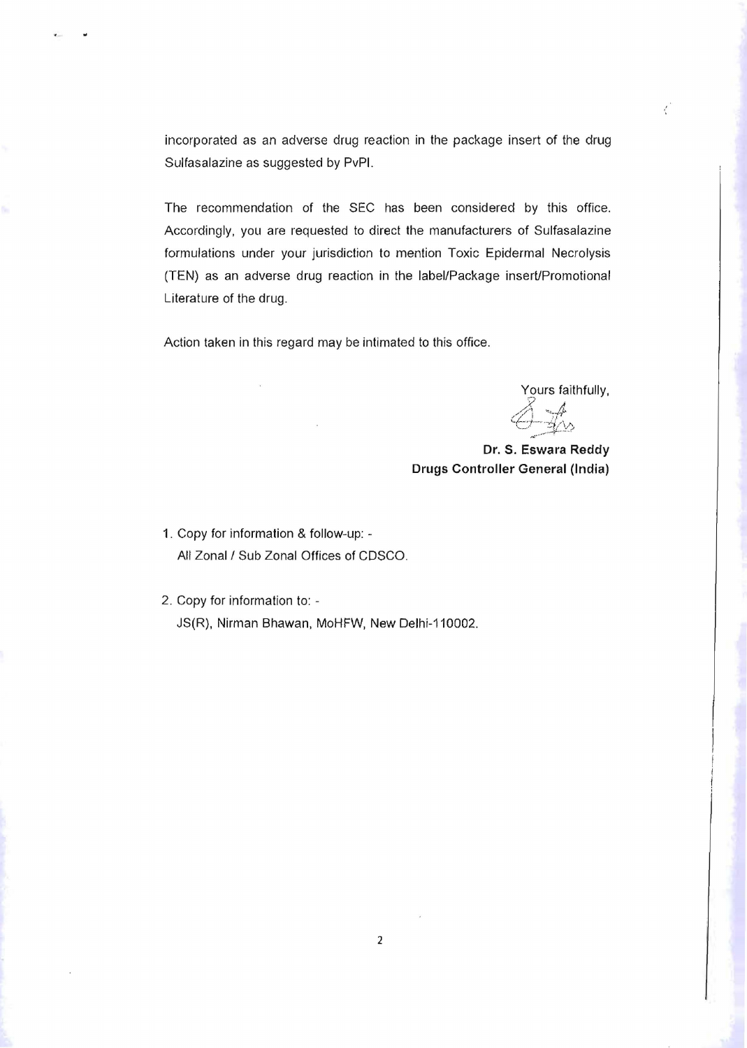incorporated as an adverse drug reaction in the package insert of the drug Sulfasalazine as suggested by PvPI.

The recommendation of the SEC has been considered by this office. Accordingly, you are requested to direct the manufacturers of Sulfasalazine formulations under your jurisdiction to mention Toxic Epidermal Necrolysis (TEN) as an adverse drug reaction in the label/Package insert/Promotional Literature of the drug.

Action taken in this regard may be intimated to this office.

Yours faithfully,

**Dr. S. Eswara Reddy**
**Drugs Controller General (India)**

1. Copy for information & follow-up: -
   All Zonal / Sub Zonal Offices of CDSCO.

2. Copy for information to: -
   JS(R), Nirman Bhawan, MoHFW, New Delhi-110002.